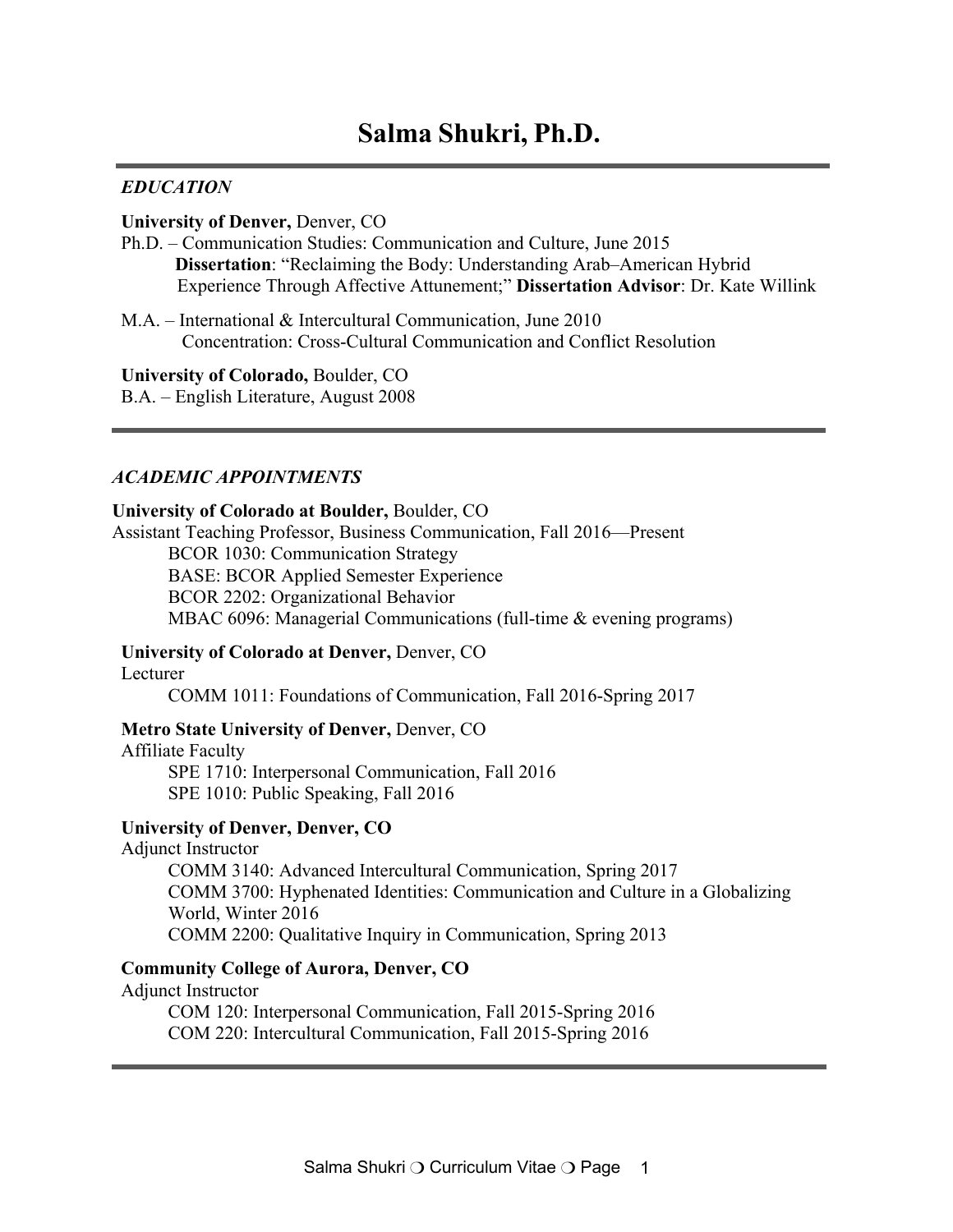# Salma Shukri, Ph.D.

## *EDUCATION*

**University of Denver,** Denver, CO

Ph.D. – Communication Studies: Communication and Culture, June 2015

**Dissertation**: "Reclaiming the Body: Understanding Arab–American Hybrid Experience Through Affective Attunement;" **Dissertation Advisor**: Dr. Kate Willink

M.A. – International & Intercultural Communication, June 2010

Concentration: Cross-Cultural Communication and Conflict Resolution

**University of Colorado,** Boulder, CO

B.A. – English Literature, August 2008

## *ACADEMIC APPOINTMENTS*

**University of Colorado at Boulder,** Boulder, CO

Assistant Teaching Professor, Business Communication, Fall 2016—Present

- BCOR 1030: Communication Strategy
- BASE: BCOR Applied Semester Experience
- BCOR 2202: Organizational Behavior
- MBAC 6096: Managerial Communications (full-time & evening programs)

**University of Colorado at Denver,** Denver, CO

Lecturer

- COMM 1011: Foundations of Communication, Fall 2016-Spring 2017

**Metro State University of Denver,** Denver, CO

Affiliate Faculty

- SPE 1710: Interpersonal Communication, Fall 2016
- SPE 1010: Public Speaking, Fall 2016

**University of Denver, Denver, CO**

Adjunct Instructor

- COMM 3140: Advanced Intercultural Communication, Spring 2017
- COMM 3700: Hyphenated Identities: Communication and Culture in a Globalizing World, Winter 2016
- COMM 2200: Qualitative Inquiry in Communication, Spring 2013

**Community College of Aurora, Denver, CO**

Adjunct Instructor

- COM 120: Interpersonal Communication, Fall 2015-Spring 2016
- COM 220: Intercultural Communication, Fall 2015-Spring 2016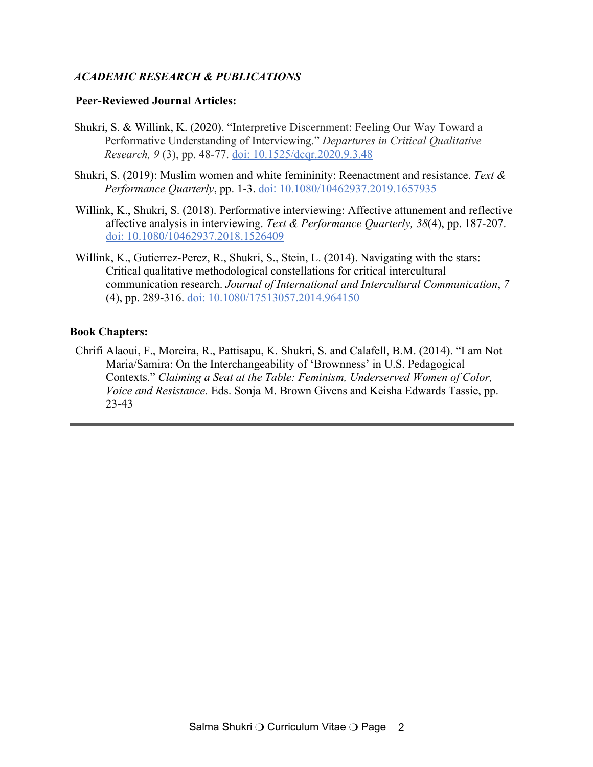## *ACADEMIC RESEARCH & PUBLICATIONS*

### Peer-Reviewed Journal Articles:

Shukri, S. & Willink, K. (2020). "Interpretive Discernment: Feeling Our Way Toward a Performative Understanding of Interviewing." *Departures in Critical Qualitative Research, 9* (3), pp. 48-77. doi: 10.1525/dcqr.2020.9.3.48

Shukri, S. (2019): Muslim women and white femininity: Reenactment and resistance. *Text & Performance Quarterly*, pp. 1-3. doi: 10.1080/10462937.2019.1657935

Willink, K., Shukri, S. (2018). Performative interviewing: Affective attunement and reflective affective analysis in interviewing. *Text & Performance Quarterly, 38*(4), pp. 187-207. doi: 10.1080/10462937.2018.1526409

Willink, K., Gutierrez-Perez, R., Shukri, S., Stein, L. (2014). Navigating with the stars: Critical qualitative methodological constellations for critical intercultural communication research. *Journal of International and Intercultural Communication*, *7* (4), pp. 289-316. doi: 10.1080/17513057.2014.964150

### Book Chapters:

Chrifi Alaoui, F., Moreira, R., Pattisapu, K. Shukri, S. and Calafell, B.M. (2014). "I am Not Maria/Samira: On the Interchangeability of 'Brownness' in U.S. Pedagogical Contexts." *Claiming a Seat at the Table: Feminism, Underserved Women of Color, Voice and Resistance.* Eds. Sonja M. Brown Givens and Keisha Edwards Tassie, pp. 23-43

---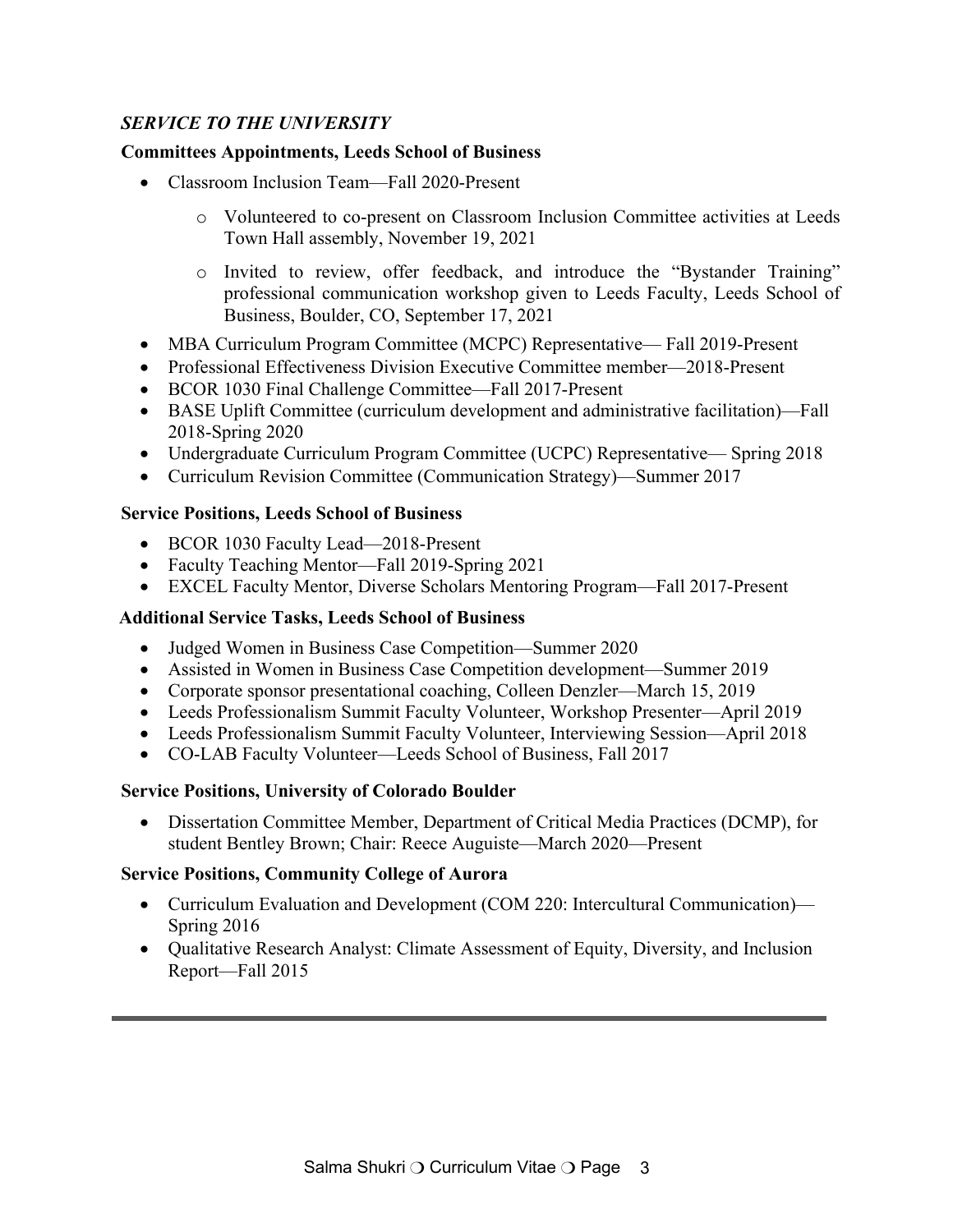## *SERVICE TO THE UNIVERSITY*

### Committees Appointments, Leeds School of Business

- Classroom Inclusion Team—Fall 2020-Present
  - Volunteered to co-present on Classroom Inclusion Committee activities at Leeds Town Hall assembly, November 19, 2021
  - Invited to review, offer feedback, and introduce the "Bystander Training" professional communication workshop given to Leeds Faculty, Leeds School of Business, Boulder, CO, September 17, 2021
- MBA Curriculum Program Committee (MCPC) Representative— Fall 2019-Present
- Professional Effectiveness Division Executive Committee member—2018-Present
- BCOR 1030 Final Challenge Committee—Fall 2017-Present
- BASE Uplift Committee (curriculum development and administrative facilitation)—Fall 2018-Spring 2020
- Undergraduate Curriculum Program Committee (UCPC) Representative— Spring 2018
- Curriculum Revision Committee (Communication Strategy)—Summer 2017

### Service Positions, Leeds School of Business

- BCOR 1030 Faculty Lead—2018-Present
- Faculty Teaching Mentor—Fall 2019-Spring 2021
- EXCEL Faculty Mentor, Diverse Scholars Mentoring Program—Fall 2017-Present

### Additional Service Tasks, Leeds School of Business

- Judged Women in Business Case Competition—Summer 2020
- Assisted in Women in Business Case Competition development—Summer 2019
- Corporate sponsor presentational coaching, Colleen Denzler—March 15, 2019
- Leeds Professionalism Summit Faculty Volunteer, Workshop Presenter—April 2019
- Leeds Professionalism Summit Faculty Volunteer, Interviewing Session—April 2018
- CO-LAB Faculty Volunteer—Leeds School of Business, Fall 2017

### Service Positions, University of Colorado Boulder

- Dissertation Committee Member, Department of Critical Media Practices (DCMP), for student Bentley Brown; Chair: Reece Auguiste—March 2020—Present

### Service Positions, Community College of Aurora

- Curriculum Evaluation and Development (COM 220: Intercultural Communication)—Spring 2016
- Qualitative Research Analyst: Climate Assessment of Equity, Diversity, and Inclusion Report—Fall 2015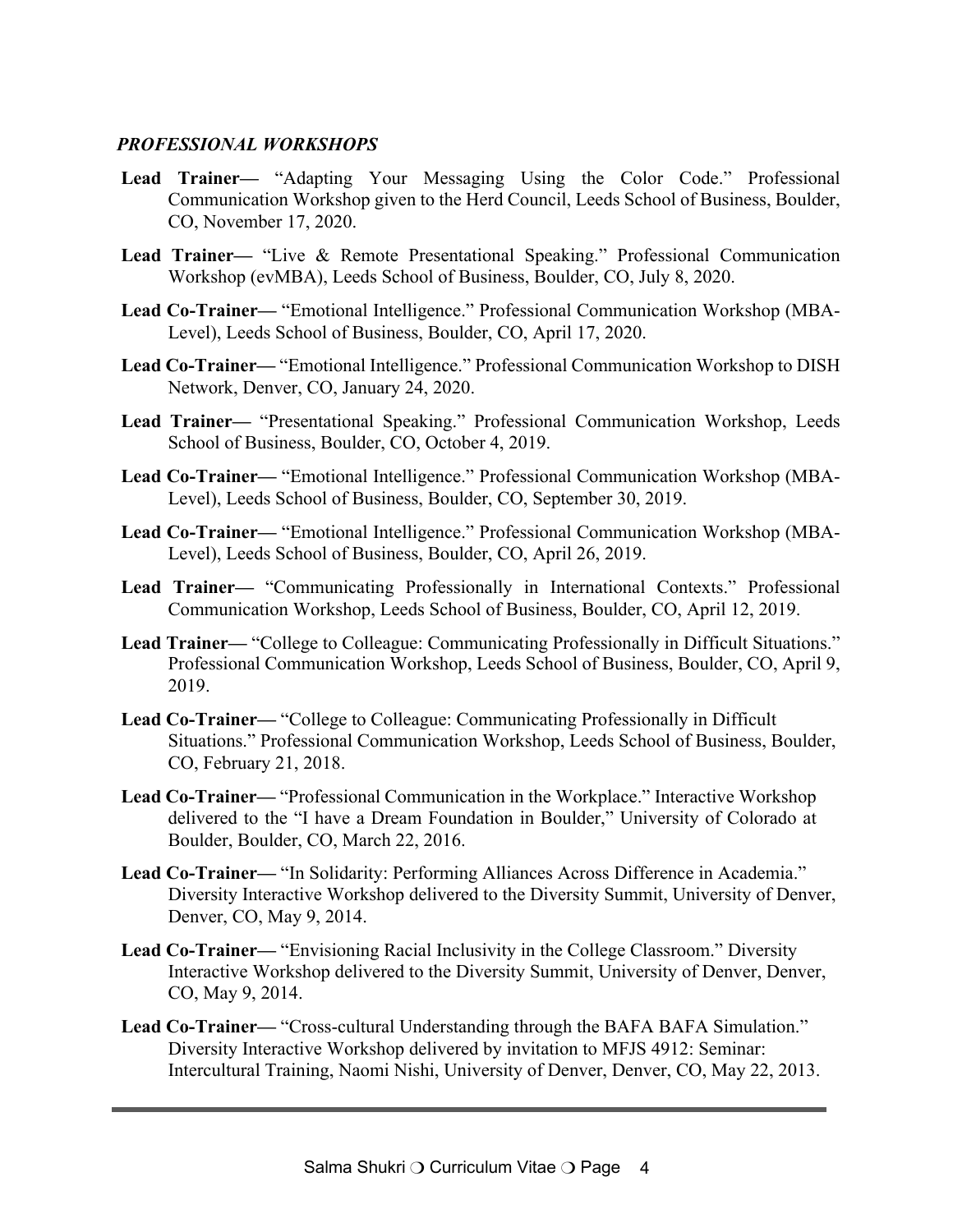***PROFESSIONAL WORKSHOPS***

**Lead Trainer—** "Adapting Your Messaging Using the Color Code." Professional Communication Workshop given to the Herd Council, Leeds School of Business, Boulder, CO, November 17, 2020.

**Lead Trainer—** "Live & Remote Presentational Speaking." Professional Communication Workshop (evMBA), Leeds School of Business, Boulder, CO, July 8, 2020.

**Lead Co-Trainer—** "Emotional Intelligence." Professional Communication Workshop (MBA-Level), Leeds School of Business, Boulder, CO, April 17, 2020.

**Lead Co-Trainer—** "Emotional Intelligence." Professional Communication Workshop to DISH Network, Denver, CO, January 24, 2020.

**Lead Trainer—** "Presentational Speaking." Professional Communication Workshop, Leeds School of Business, Boulder, CO, October 4, 2019.

**Lead Co-Trainer—** "Emotional Intelligence." Professional Communication Workshop (MBA-Level), Leeds School of Business, Boulder, CO, September 30, 2019.

**Lead Co-Trainer—** "Emotional Intelligence." Professional Communication Workshop (MBA-Level), Leeds School of Business, Boulder, CO, April 26, 2019.

**Lead Trainer—** "Communicating Professionally in International Contexts." Professional Communication Workshop, Leeds School of Business, Boulder, CO, April 12, 2019.

**Lead Trainer—** "College to Colleague: Communicating Professionally in Difficult Situations." Professional Communication Workshop, Leeds School of Business, Boulder, CO, April 9, 2019.

**Lead Co-Trainer—** "College to Colleague: Communicating Professionally in Difficult Situations." Professional Communication Workshop, Leeds School of Business, Boulder, CO, February 21, 2018.

**Lead Co-Trainer—** "Professional Communication in the Workplace." Interactive Workshop delivered to the "I have a Dream Foundation in Boulder," University of Colorado at Boulder, Boulder, CO, March 22, 2016.

**Lead Co-Trainer—** "In Solidarity: Performing Alliances Across Difference in Academia." Diversity Interactive Workshop delivered to the Diversity Summit, University of Denver, Denver, CO, May 9, 2014.

**Lead Co-Trainer—** "Envisioning Racial Inclusivity in the College Classroom." Diversity Interactive Workshop delivered to the Diversity Summit, University of Denver, Denver, CO, May 9, 2014.

**Lead Co-Trainer—** "Cross-cultural Understanding through the BAFA BAFA Simulation." Diversity Interactive Workshop delivered by invitation to MFJS 4912: Seminar: Intercultural Training, Naomi Nishi, University of Denver, Denver, CO, May 22, 2013.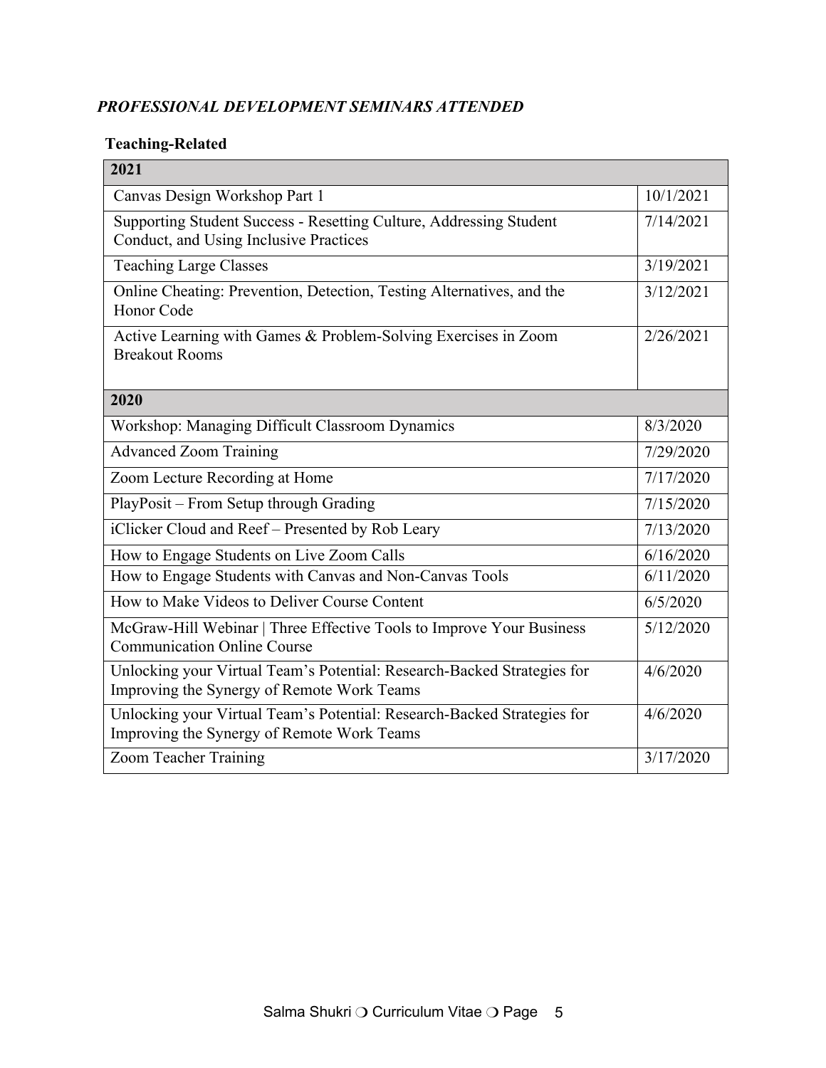## *PROFESSIONAL DEVELOPMENT SEMINARS ATTENDED*

### Teaching-Related

| 2021 | |
|---|---|
| Canvas Design Workshop Part 1 | 10/1/2021 |
| Supporting Student Success - Resetting Culture, Addressing Student Conduct, and Using Inclusive Practices | 7/14/2021 |
| Teaching Large Classes | 3/19/2021 |
| Online Cheating: Prevention, Detection, Testing Alternatives, and the Honor Code | 3/12/2021 |
| Active Learning with Games & Problem-Solving Exercises in Zoom Breakout Rooms | 2/26/2021 |
| **2020** | |
| Workshop: Managing Difficult Classroom Dynamics | 8/3/2020 |
| Advanced Zoom Training | 7/29/2020 |
| Zoom Lecture Recording at Home | 7/17/2020 |
| PlayPosit – From Setup through Grading | 7/15/2020 |
| iClicker Cloud and Reef – Presented by Rob Leary | 7/13/2020 |
| How to Engage Students on Live Zoom Calls | 6/16/2020 |
| How to Engage Students with Canvas and Non-Canvas Tools | 6/11/2020 |
| How to Make Videos to Deliver Course Content | 6/5/2020 |
| McGraw-Hill Webinar \| Three Effective Tools to Improve Your Business Communication Online Course | 5/12/2020 |
| Unlocking your Virtual Team's Potential: Research-Backed Strategies for Improving the Synergy of Remote Work Teams | 4/6/2020 |
| Unlocking your Virtual Team's Potential: Research-Backed Strategies for Improving the Synergy of Remote Work Teams | 4/6/2020 |
| Zoom Teacher Training | 3/17/2020 |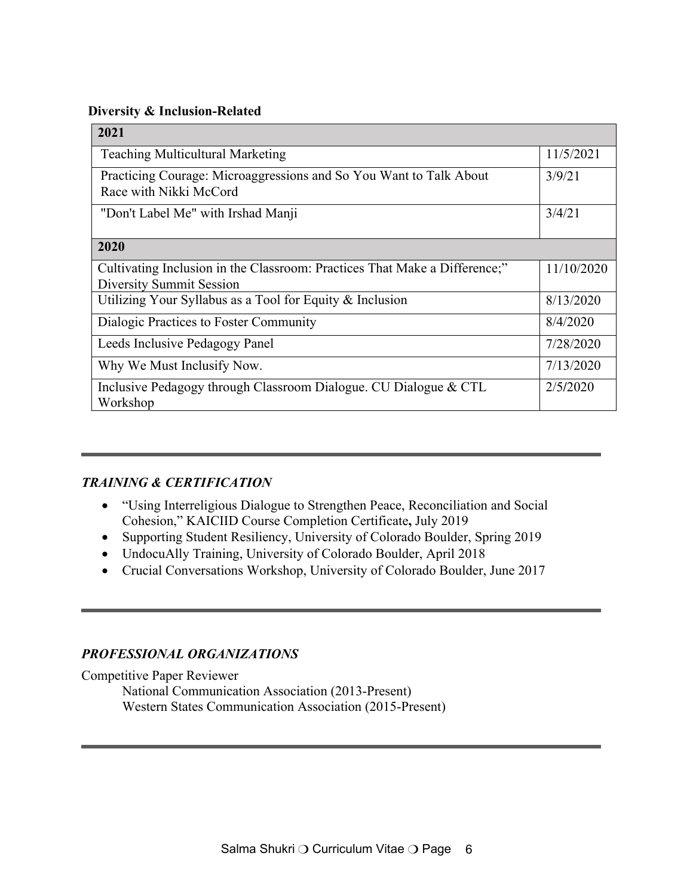**Diversity & Inclusion-Related**

| 2021 | |
|---|---|
| Teaching Multicultural Marketing | 11/5/2021 |
| Practicing Courage: Microaggressions and So You Want to Talk About Race with Nikki McCord | 3/9/21 |
| "Don't Label Me" with Irshad Manji | 3/4/21 |
| **2020** | |
| Cultivating Inclusion in the Classroom: Practices That Make a Difference;" Diversity Summit Session | 11/10/2020 |
| Utilizing Your Syllabus as a Tool for Equity & Inclusion | 8/13/2020 |
| Dialogic Practices to Foster Community | 8/4/2020 |
| Leeds Inclusive Pedagogy Panel | 7/28/2020 |
| Why We Must Inclusify Now. | 7/13/2020 |
| Inclusive Pedagogy through Classroom Dialogue. CU Dialogue & CTL Workshop | 2/5/2020 |

---

## *TRAINING & CERTIFICATION*

- "Using Interreligious Dialogue to Strengthen Peace, Reconciliation and Social Cohesion," KAICIID Course Completion Certificate**,** July 2019
- Supporting Student Resiliency, University of Colorado Boulder, Spring 2019
- UndocuAlly Training, University of Colorado Boulder, April 2018
- Crucial Conversations Workshop, University of Colorado Boulder, June 2017

---

## *PROFESSIONAL ORGANIZATIONS*

Competitive Paper Reviewer

National Communication Association (2013-Present)
Western States Communication Association (2015-Present)

---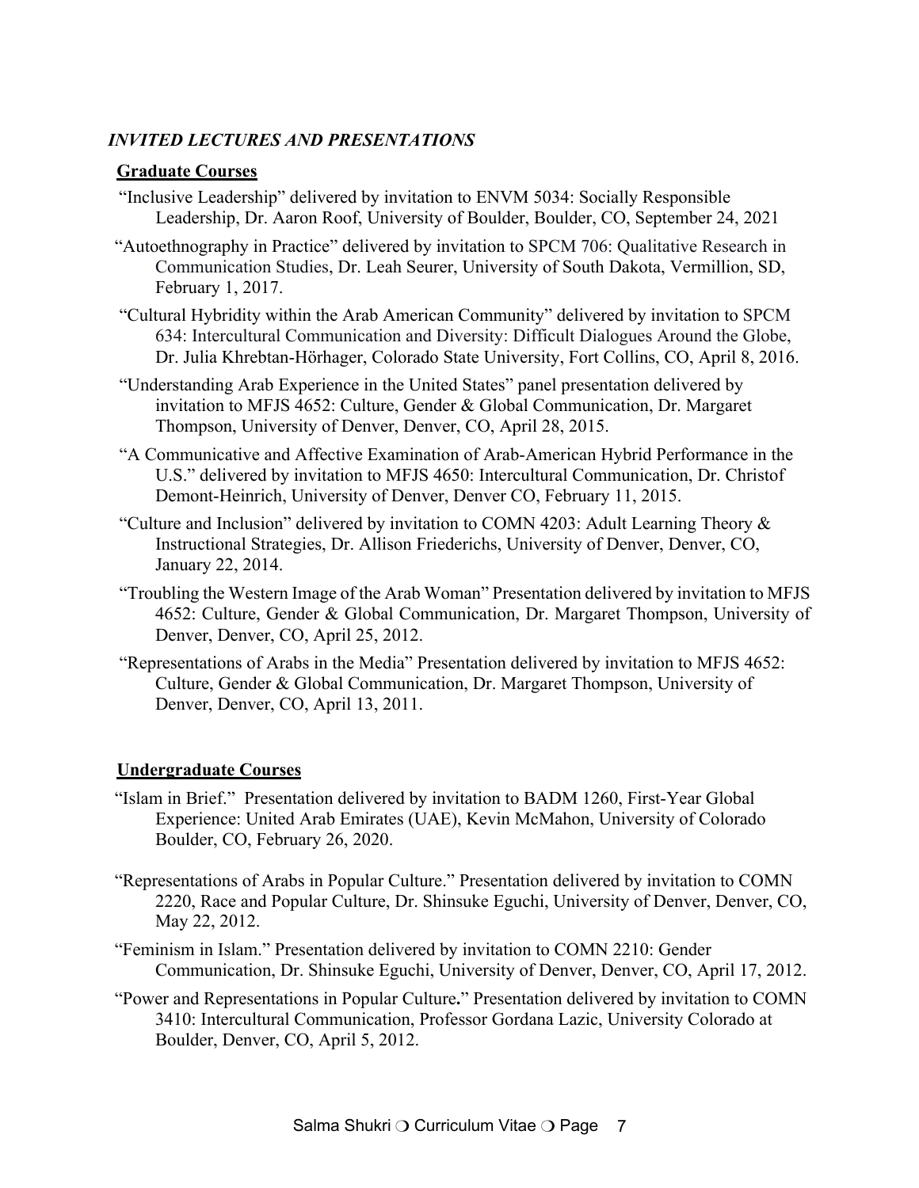### *INVITED LECTURES AND PRESENTATIONS*

**Graduate Courses**

"Inclusive Leadership" delivered by invitation to ENVM 5034: Socially Responsible Leadership, Dr. Aaron Roof, University of Boulder, Boulder, CO, September 24, 2021

"Autoethnography in Practice" delivered by invitation to SPCM 706: Qualitative Research in Communication Studies, Dr. Leah Seurer, University of South Dakota, Vermillion, SD, February 1, 2017.

"Cultural Hybridity within the Arab American Community" delivered by invitation to SPCM 634: Intercultural Communication and Diversity: Difficult Dialogues Around the Globe, Dr. Julia Khrebtan-Hörhager, Colorado State University, Fort Collins, CO, April 8, 2016.

"Understanding Arab Experience in the United States" panel presentation delivered by invitation to MFJS 4652: Culture, Gender & Global Communication, Dr. Margaret Thompson, University of Denver, Denver, CO, April 28, 2015.

"A Communicative and Affective Examination of Arab-American Hybrid Performance in the U.S." delivered by invitation to MFJS 4650: Intercultural Communication, Dr. Christof Demont-Heinrich, University of Denver, Denver CO, February 11, 2015.

"Culture and Inclusion" delivered by invitation to COMN 4203: Adult Learning Theory & Instructional Strategies, Dr. Allison Friederichs, University of Denver, Denver, CO, January 22, 2014.

"Troubling the Western Image of the Arab Woman" Presentation delivered by invitation to MFJS 4652: Culture, Gender & Global Communication, Dr. Margaret Thompson, University of Denver, Denver, CO, April 25, 2012.

"Representations of Arabs in the Media" Presentation delivered by invitation to MFJS 4652: Culture, Gender & Global Communication, Dr. Margaret Thompson, University of Denver, Denver, CO, April 13, 2011.

**Undergraduate Courses**

"Islam in Brief." Presentation delivered by invitation to BADM 1260, First-Year Global Experience: United Arab Emirates (UAE), Kevin McMahon, University of Colorado Boulder, CO, February 26, 2020.

"Representations of Arabs in Popular Culture." Presentation delivered by invitation to COMN 2220, Race and Popular Culture, Dr. Shinsuke Eguchi, University of Denver, Denver, CO, May 22, 2012.

"Feminism in Islam." Presentation delivered by invitation to COMN 2210: Gender Communication, Dr. Shinsuke Eguchi, University of Denver, Denver, CO, April 17, 2012.

"Power and Representations in Popular Culture**.**" Presentation delivered by invitation to COMN 3410: Intercultural Communication, Professor Gordana Lazic, University Colorado at Boulder, Denver, CO, April 5, 2012.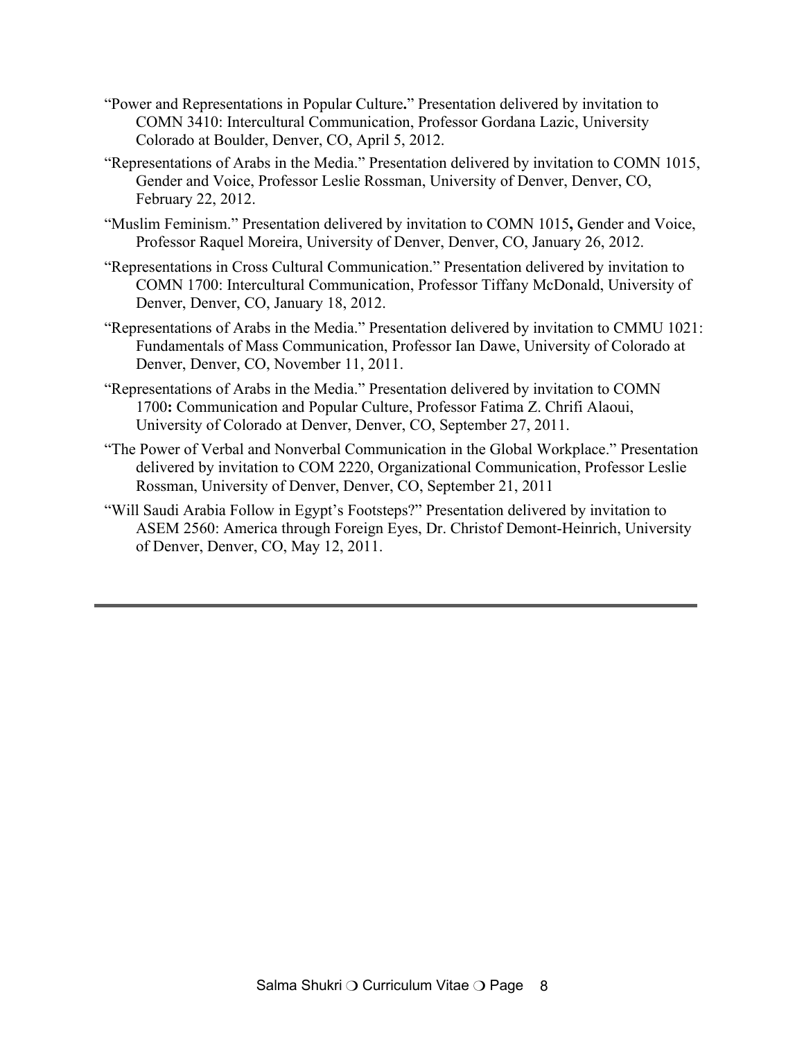"Power and Representations in Popular Culture**.**" Presentation delivered by invitation to COMN 3410: Intercultural Communication, Professor Gordana Lazic, University Colorado at Boulder, Denver, CO, April 5, 2012.

"Representations of Arabs in the Media." Presentation delivered by invitation to COMN 1015, Gender and Voice, Professor Leslie Rossman, University of Denver, Denver, CO, February 22, 2012.

"Muslim Feminism." Presentation delivered by invitation to COMN 1015**,** Gender and Voice, Professor Raquel Moreira, University of Denver, Denver, CO, January 26, 2012.

"Representations in Cross Cultural Communication." Presentation delivered by invitation to COMN 1700: Intercultural Communication, Professor Tiffany McDonald, University of Denver, Denver, CO, January 18, 2012.

"Representations of Arabs in the Media." Presentation delivered by invitation to CMMU 1021: Fundamentals of Mass Communication, Professor Ian Dawe, University of Colorado at Denver, Denver, CO, November 11, 2011.

"Representations of Arabs in the Media." Presentation delivered by invitation to COMN 1700**:** Communication and Popular Culture, Professor Fatima Z. Chrifi Alaoui, University of Colorado at Denver, Denver, CO, September 27, 2011.

"The Power of Verbal and Nonverbal Communication in the Global Workplace." Presentation delivered by invitation to COM 2220, Organizational Communication, Professor Leslie Rossman, University of Denver, Denver, CO, September 21, 2011

"Will Saudi Arabia Follow in Egypt's Footsteps?" Presentation delivered by invitation to ASEM 2560: America through Foreign Eyes, Dr. Christof Demont-Heinrich, University of Denver, Denver, CO, May 12, 2011.

---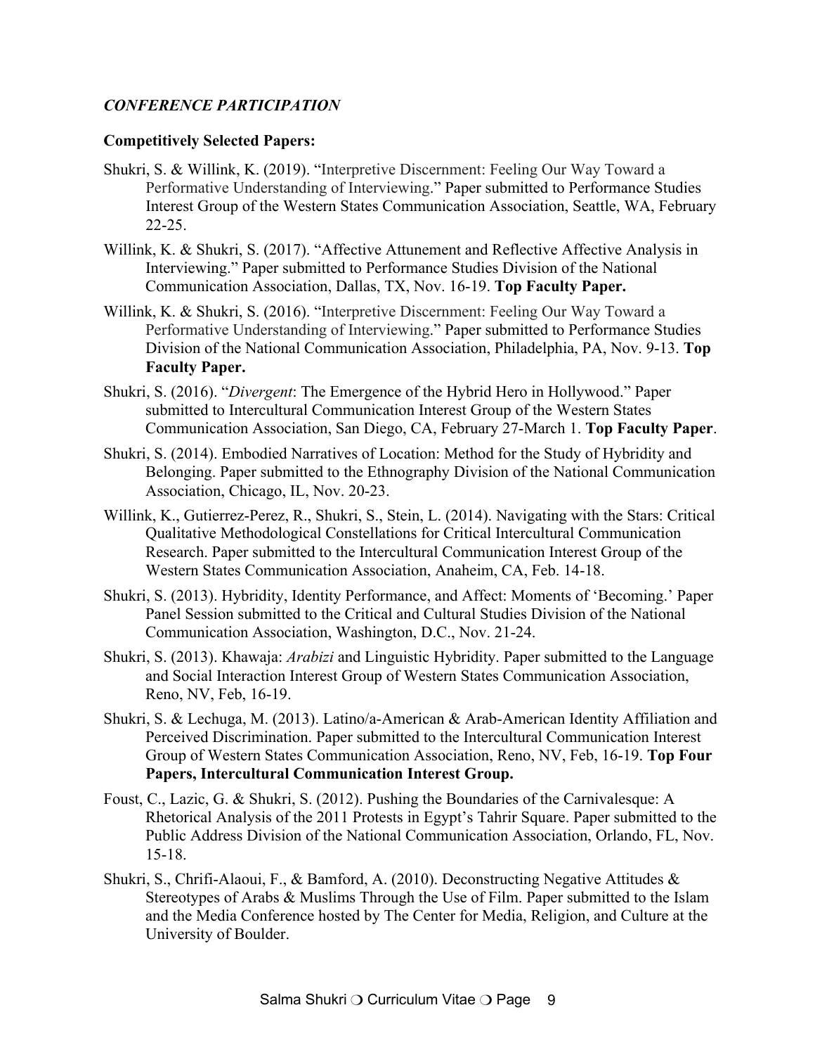***CONFERENCE PARTICIPATION***

**Competitively Selected Papers:**

Shukri, S. & Willink, K. (2019). "Interpretive Discernment: Feeling Our Way Toward a Performative Understanding of Interviewing." Paper submitted to Performance Studies Interest Group of the Western States Communication Association, Seattle, WA, February 22-25.

Willink, K. & Shukri, S. (2017). "Affective Attunement and Reflective Affective Analysis in Interviewing." Paper submitted to Performance Studies Division of the National Communication Association, Dallas, TX, Nov. 16-19. **Top Faculty Paper.**

Willink, K. & Shukri, S. (2016). "Interpretive Discernment: Feeling Our Way Toward a Performative Understanding of Interviewing." Paper submitted to Performance Studies Division of the National Communication Association, Philadelphia, PA, Nov. 9-13. **Top Faculty Paper.**

Shukri, S. (2016). "*Divergent*: The Emergence of the Hybrid Hero in Hollywood." Paper submitted to Intercultural Communication Interest Group of the Western States Communication Association, San Diego, CA, February 27-March 1. **Top Faculty Paper**.

Shukri, S. (2014). Embodied Narratives of Location: Method for the Study of Hybridity and Belonging. Paper submitted to the Ethnography Division of the National Communication Association, Chicago, IL, Nov. 20-23.

Willink, K., Gutierrez-Perez, R., Shukri, S., Stein, L. (2014). Navigating with the Stars: Critical Qualitative Methodological Constellations for Critical Intercultural Communication Research. Paper submitted to the Intercultural Communication Interest Group of the Western States Communication Association, Anaheim, CA, Feb. 14-18.

Shukri, S. (2013). Hybridity, Identity Performance, and Affect: Moments of 'Becoming.' Paper Panel Session submitted to the Critical and Cultural Studies Division of the National Communication Association, Washington, D.C., Nov. 21-24.

Shukri, S. (2013). Khawaja: *Arabizi* and Linguistic Hybridity. Paper submitted to the Language and Social Interaction Interest Group of Western States Communication Association, Reno, NV, Feb, 16-19.

Shukri, S. & Lechuga, M. (2013). Latino/a-American & Arab-American Identity Affiliation and Perceived Discrimination. Paper submitted to the Intercultural Communication Interest Group of Western States Communication Association, Reno, NV, Feb, 16-19. **Top Four Papers, Intercultural Communication Interest Group.**

Foust, C., Lazic, G. & Shukri, S. (2012). Pushing the Boundaries of the Carnivalesque: A Rhetorical Analysis of the 2011 Protests in Egypt's Tahrir Square. Paper submitted to the Public Address Division of the National Communication Association, Orlando, FL, Nov. 15-18.

Shukri, S., Chrifi-Alaoui, F., & Bamford, A. (2010). Deconstructing Negative Attitudes & Stereotypes of Arabs & Muslims Through the Use of Film. Paper submitted to the Islam and the Media Conference hosted by The Center for Media, Religion, and Culture at the University of Boulder.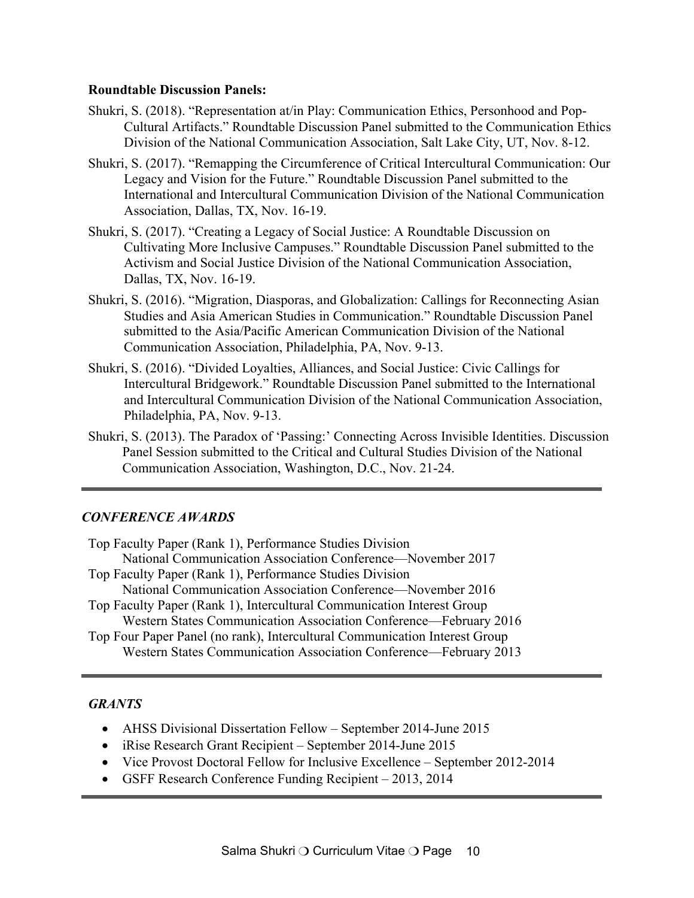**Roundtable Discussion Panels:**

Shukri, S. (2018). "Representation at/in Play: Communication Ethics, Personhood and Pop-Cultural Artifacts." Roundtable Discussion Panel submitted to the Communication Ethics Division of the National Communication Association, Salt Lake City, UT, Nov. 8-12.

Shukri, S. (2017). "Remapping the Circumference of Critical Intercultural Communication: Our Legacy and Vision for the Future." Roundtable Discussion Panel submitted to the International and Intercultural Communication Division of the National Communication Association, Dallas, TX, Nov. 16-19.

Shukri, S. (2017). "Creating a Legacy of Social Justice: A Roundtable Discussion on Cultivating More Inclusive Campuses." Roundtable Discussion Panel submitted to the Activism and Social Justice Division of the National Communication Association, Dallas, TX, Nov. 16-19.

Shukri, S. (2016). "Migration, Diasporas, and Globalization: Callings for Reconnecting Asian Studies and Asia American Studies in Communication." Roundtable Discussion Panel submitted to the Asia/Pacific American Communication Division of the National Communication Association, Philadelphia, PA, Nov. 9-13.

Shukri, S. (2016). "Divided Loyalties, Alliances, and Social Justice: Civic Callings for Intercultural Bridgework." Roundtable Discussion Panel submitted to the International and Intercultural Communication Division of the National Communication Association, Philadelphia, PA, Nov. 9-13.

Shukri, S. (2013). The Paradox of 'Passing:' Connecting Across Invisible Identities. Discussion Panel Session submitted to the Critical and Cultural Studies Division of the National Communication Association, Washington, D.C., Nov. 21-24.

## *CONFERENCE AWARDS*

Top Faculty Paper (Rank 1), Performance Studies Division
National Communication Association Conference—November 2017

Top Faculty Paper (Rank 1), Performance Studies Division
National Communication Association Conference—November 2016

Top Faculty Paper (Rank 1), Intercultural Communication Interest Group
Western States Communication Association Conference—February 2016

Top Four Paper Panel (no rank), Intercultural Communication Interest Group
Western States Communication Association Conference—February 2013

## *GRANTS*

- AHSS Divisional Dissertation Fellow – September 2014-June 2015
- iRise Research Grant Recipient – September 2014-June 2015
- Vice Provost Doctoral Fellow for Inclusive Excellence – September 2012-2014
- GSFF Research Conference Funding Recipient – 2013, 2014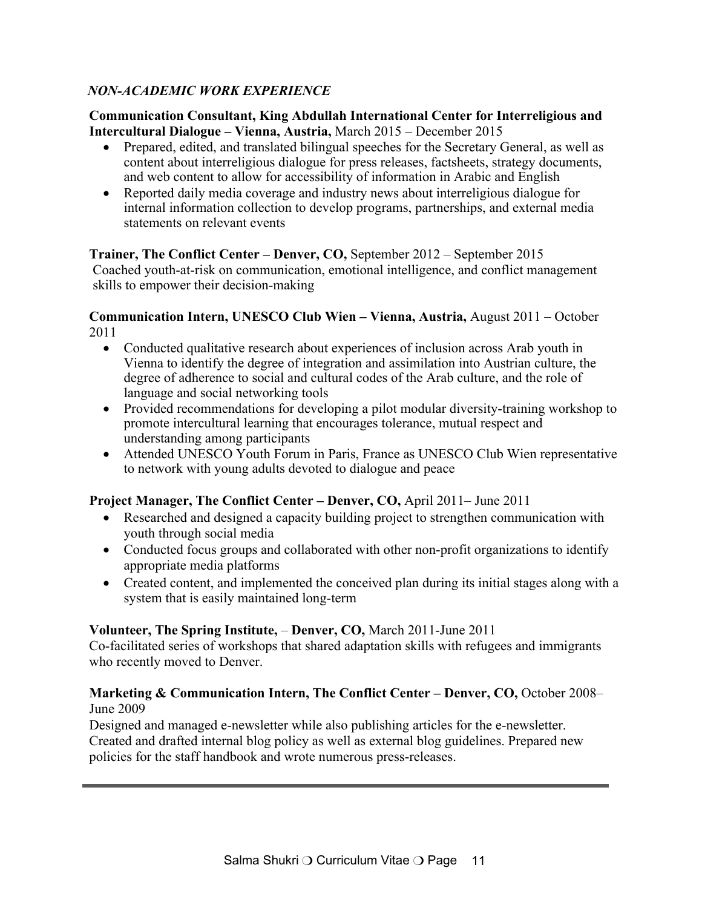## *NON-ACADEMIC WORK EXPERIENCE*

**Communication Consultant, King Abdullah International Center for Interreligious and Intercultural Dialogue – Vienna, Austria,** March 2015 – December 2015

- Prepared, edited, and translated bilingual speeches for the Secretary General, as well as content about interreligious dialogue for press releases, factsheets, strategy documents, and web content to allow for accessibility of information in Arabic and English
- Reported daily media coverage and industry news about interreligious dialogue for internal information collection to develop programs, partnerships, and external media statements on relevant events

**Trainer, The Conflict Center – Denver, CO,** September 2012 – September 2015

Coached youth-at-risk on communication, emotional intelligence, and conflict management skills to empower their decision-making

**Communication Intern, UNESCO Club Wien – Vienna, Austria,** August 2011 – October 2011

- Conducted qualitative research about experiences of inclusion across Arab youth in Vienna to identify the degree of integration and assimilation into Austrian culture, the degree of adherence to social and cultural codes of the Arab culture, and the role of language and social networking tools
- Provided recommendations for developing a pilot modular diversity-training workshop to promote intercultural learning that encourages tolerance, mutual respect and understanding among participants
- Attended UNESCO Youth Forum in Paris, France as UNESCO Club Wien representative to network with young adults devoted to dialogue and peace

**Project Manager, The Conflict Center – Denver, CO,** April 2011– June 2011

- Researched and designed a capacity building project to strengthen communication with youth through social media
- Conducted focus groups and collaborated with other non-profit organizations to identify appropriate media platforms
- Created content, and implemented the conceived plan during its initial stages along with a system that is easily maintained long-term

**Volunteer, The Spring Institute,** – **Denver, CO,** March 2011-June 2011

Co-facilitated series of workshops that shared adaptation skills with refugees and immigrants who recently moved to Denver.

**Marketing & Communication Intern, The Conflict Center – Denver, CO,** October 2008– June 2009

Designed and managed e-newsletter while also publishing articles for the e-newsletter. Created and drafted internal blog policy as well as external blog guidelines. Prepared new policies for the staff handbook and wrote numerous press-releases.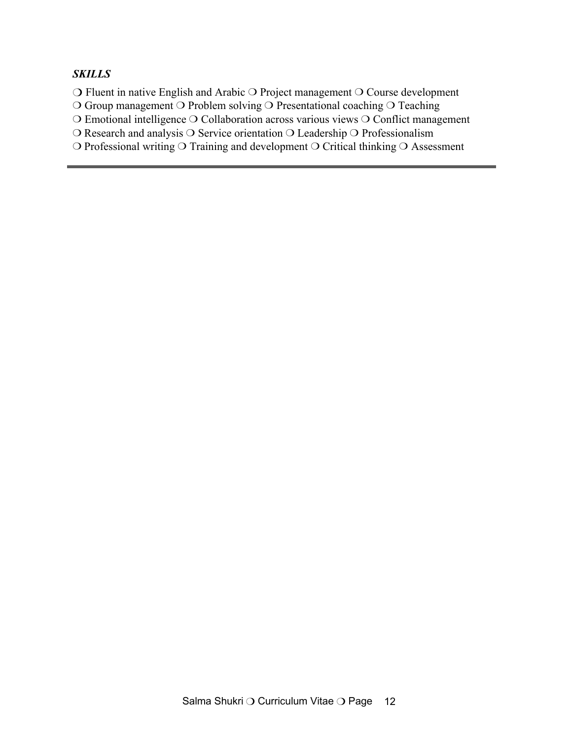***SKILLS***

❍ Fluent in native English and Arabic ❍ Project management ❍ Course development
❍ Group management ❍ Problem solving ❍ Presentational coaching ❍ Teaching
❍ Emotional intelligence ❍ Collaboration across various views ❍ Conflict management
❍ Research and analysis ❍ Service orientation ❍ Leadership ❍ Professionalism
❍ Professional writing ❍ Training and development ❍ Critical thinking ❍ Assessment

---